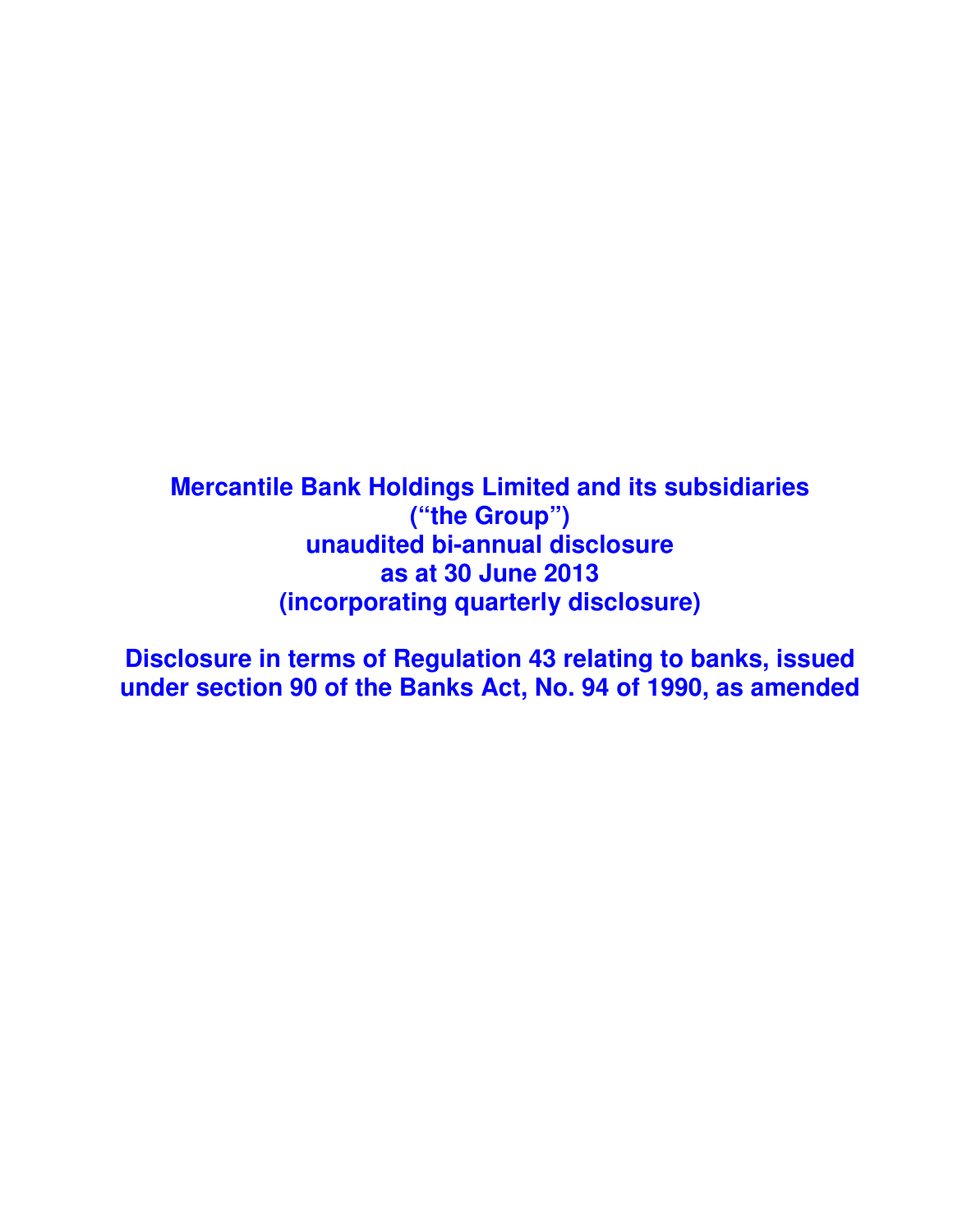# Mercantile Bank Holdings Limited and its subsidiaries
# ("the Group")
# unaudited bi-annual disclosure
# as at 30 June 2013
# (incorporating quarterly disclosure)

## Disclosure in terms of Regulation 43 relating to banks, issued under section 90 of the Banks Act, No. 94 of 1990, as amended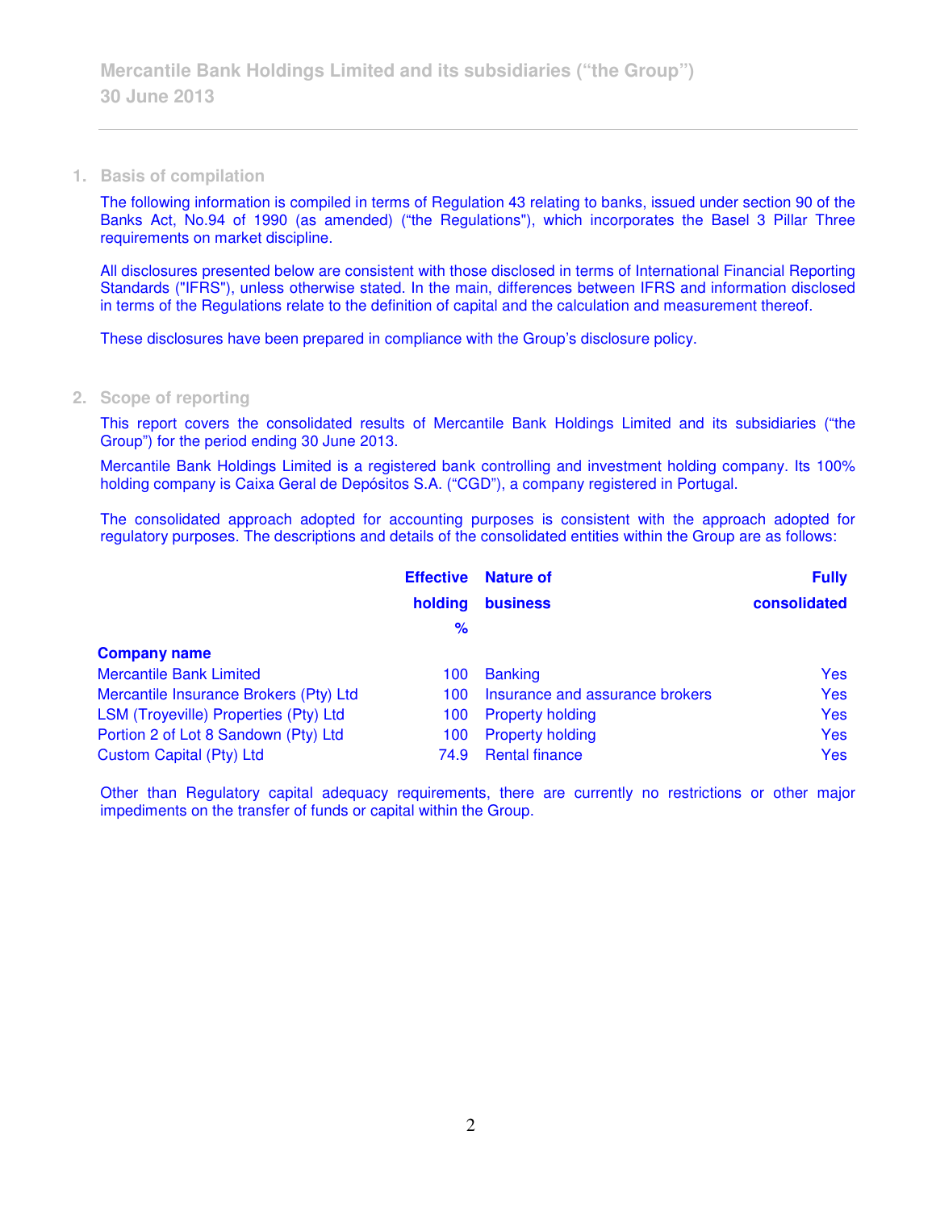## 1. Basis of compilation

The following information is compiled in terms of Regulation 43 relating to banks, issued under section 90 of the Banks Act, No.94 of 1990 (as amended) ("the Regulations"), which incorporates the Basel 3 Pillar Three requirements on market discipline.

All disclosures presented below are consistent with those disclosed in terms of International Financial Reporting Standards ("IFRS"), unless otherwise stated. In the main, differences between IFRS and information disclosed in terms of the Regulations relate to the definition of capital and the calculation and measurement thereof.

These disclosures have been prepared in compliance with the Group's disclosure policy.

## 2. Scope of reporting

This report covers the consolidated results of Mercantile Bank Holdings Limited and its subsidiaries ("the Group") for the period ending 30 June 2013.

Mercantile Bank Holdings Limited is a registered bank controlling and investment holding company. Its 100% holding company is Caixa Geral de Depósitos S.A. ("CGD"), a company registered in Portugal.

The consolidated approach adopted for accounting purposes is consistent with the approach adopted for regulatory purposes. The descriptions and details of the consolidated entities within the Group are as follows:

| Company name | Effective holding % | Nature of business | Fully consolidated |
|---|---|---|---|
| Mercantile Bank Limited | 100 | Banking | Yes |
| Mercantile Insurance Brokers (Pty) Ltd | 100 | Insurance and assurance brokers | Yes |
| LSM (Troyeville) Properties (Pty) Ltd | 100 | Property holding | Yes |
| Portion 2 of Lot 8 Sandown (Pty) Ltd | 100 | Property holding | Yes |
| Custom Capital (Pty) Ltd | 74.9 | Rental finance | Yes |

Other than Regulatory capital adequacy requirements, there are currently no restrictions or other major impediments on the transfer of funds or capital within the Group.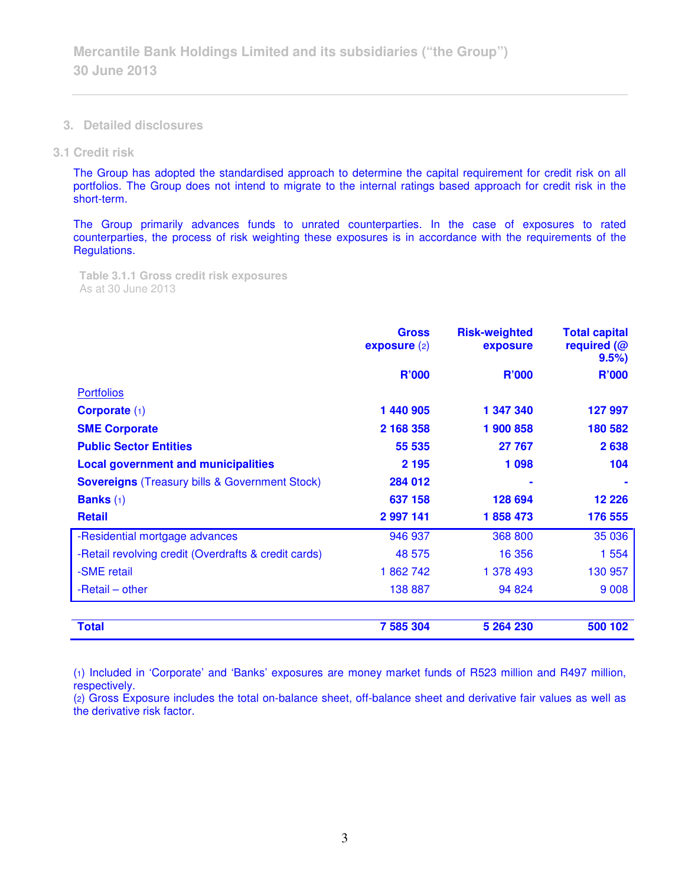## 3. Detailed disclosures

### 3.1 Credit risk

The Group has adopted the standardised approach to determine the capital requirement for credit risk on all portfolios. The Group does not intend to migrate to the internal ratings based approach for credit risk in the short-term.

The Group primarily advances funds to unrated counterparties. In the case of exposures to rated counterparties, the process of risk weighting these exposures is in accordance with the requirements of the Regulations.

**Table 3.1.1 Gross credit risk exposures**
As at 30 June 2013

| | Gross exposure (2) | Risk-weighted exposure | Total capital required (@ 9.5%) |
|---|---|---|---|
| | R'000 | R'000 | R'000 |
| Portfolios | | | |
| **Corporate** (1) | **1 440 905** | **1 347 340** | **127 997** |
| **SME Corporate** | **2 168 358** | **1 900 858** | **180 582** |
| **Public Sector Entities** | **55 535** | **27 767** | **2 638** |
| **Local government and municipalities** | **2 195** | **1 098** | **104** |
| **Sovereigns** (Treasury bills & Government Stock) | **284 012** | **-** | **-** |
| **Banks** (1) | **637 158** | **128 694** | **12 226** |
| **Retail** | **2 997 141** | **1 858 473** | **176 555** |
| -Residential mortgage advances | 946 937 | 368 800 | 35 036 |
| -Retail revolving credit (Overdrafts & credit cards) | 48 575 | 16 356 | 1 554 |
| -SME retail | 1 862 742 | 1 378 493 | 130 957 |
| -Retail – other | 138 887 | 94 824 | 9 008 |
| **Total** | **7 585 304** | **5 264 230** | **500 102** |

(1) Included in 'Corporate' and 'Banks' exposures are money market funds of R523 million and R497 million, respectively.
(2) Gross Exposure includes the total on-balance sheet, off-balance sheet and derivative fair values as well as the derivative risk factor.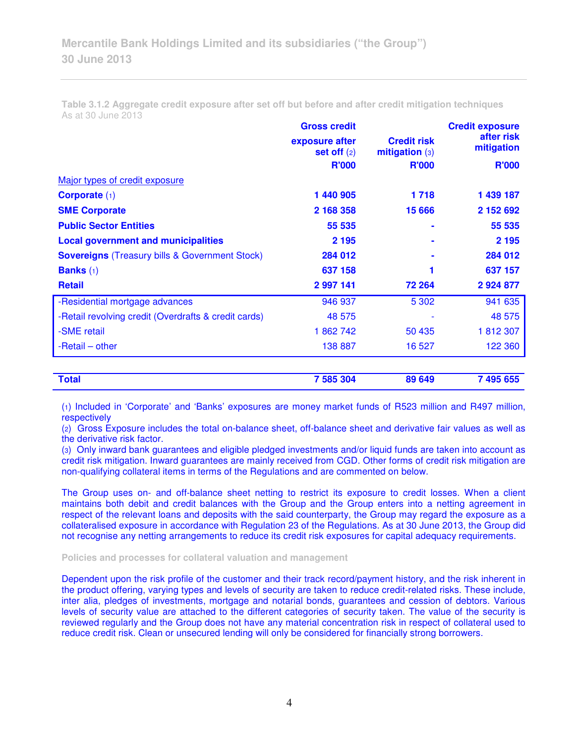**Table 3.1.2 Aggregate credit exposure after set off but before and after credit mitigation techniques**
As at 30 June 2013

| | Gross credit exposure after set off (2) R'000 | Credit risk mitigation (3) R'000 | Credit exposure after risk mitigation R'000 |
|---|---|---|---|
| Major types of credit exposure | | | |
| **Corporate** (1) | **1 440 905** | **1 718** | **1 439 187** |
| **SME Corporate** | **2 168 358** | **15 666** | **2 152 692** |
| **Public Sector Entities** | **55 535** | **-** | **55 535** |
| **Local government and municipalities** | **2 195** | **-** | **2 195** |
| **Sovereigns** (Treasury bills & Government Stock) | **284 012** | **-** | **284 012** |
| **Banks** (1) | **637 158** | **1** | **637 157** |
| **Retail** | **2 997 141** | **72 264** | **2 924 877** |
| -Residential mortgage advances | 946 937 | 5 302 | 941 635 |
| -Retail revolving credit (Overdrafts & credit cards) | 48 575 | - | 48 575 |
| -SME retail | 1 862 742 | 50 435 | 1 812 307 |
| -Retail – other | 138 887 | 16 527 | 122 360 |
| **Total** | **7 585 304** | **89 649** | **7 495 655** |

(1) Included in 'Corporate' and 'Banks' exposures are money market funds of R523 million and R497 million, respectively

(2) Gross Exposure includes the total on-balance sheet, off-balance sheet and derivative fair values as well as the derivative risk factor.

(3) Only inward bank guarantees and eligible pledged investments and/or liquid funds are taken into account as credit risk mitigation. Inward guarantees are mainly received from CGD. Other forms of credit risk mitigation are non-qualifying collateral items in terms of the Regulations and are commented on below.

The Group uses on- and off-balance sheet netting to restrict its exposure to credit losses. When a client maintains both debit and credit balances with the Group and the Group enters into a netting agreement in respect of the relevant loans and deposits with the said counterparty, the Group may regard the exposure as a collateralised exposure in accordance with Regulation 23 of the Regulations. As at 30 June 2013, the Group did not recognise any netting arrangements to reduce its credit risk exposures for capital adequacy requirements.

### Policies and processes for collateral valuation and management

Dependent upon the risk profile of the customer and their track record/payment history, and the risk inherent in the product offering, varying types and levels of security are taken to reduce credit-related risks. These include, inter alia, pledges of investments, mortgage and notarial bonds, guarantees and cession of debtors. Various levels of security value are attached to the different categories of security taken. The value of the security is reviewed regularly and the Group does not have any material concentration risk in respect of collateral used to reduce credit risk. Clean or unsecured lending will only be considered for financially strong borrowers.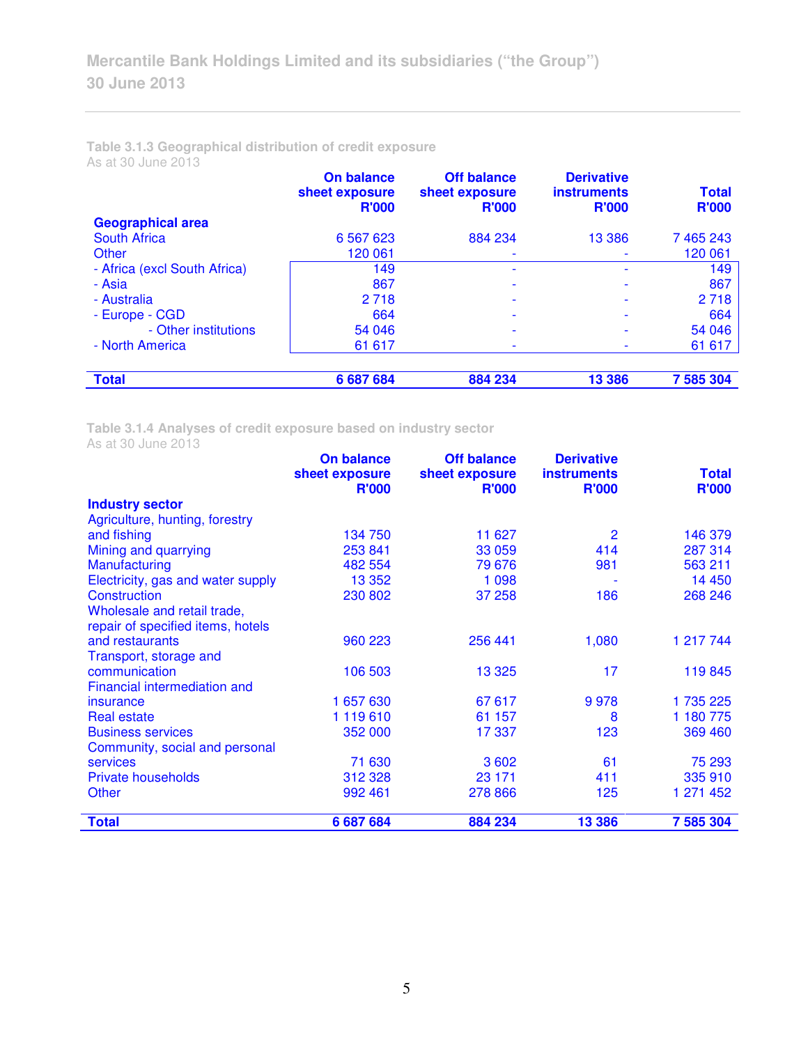Mercantile Bank Holdings Limited and its subsidiaries ("the Group")
30 June 2013

### Table 3.1.3 Geographical distribution of credit exposure

As at 30 June 2013

| | On balance sheet exposure R'000 | Off balance sheet exposure R'000 | Derivative instruments R'000 | Total R'000 |
|---|---|---|---|---|
| **Geographical area** | | | | |
| South Africa | 6 567 623 | 884 234 | 13 386 | 7 465 243 |
| Other | 120 061 | - | - | 120 061 |
| - Africa (excl South Africa) | 149 | - | - | 149 |
| - Asia | 867 | - | - | 867 |
| - Australia | 2 718 | - | - | 2 718 |
| - Europe - CGD | 664 | - | - | 664 |
| - Other institutions | 54 046 | - | - | 54 046 |
| - North America | 61 617 | - | - | 61 617 |
| **Total** | **6 687 684** | **884 234** | **13 386** | **7 585 304** |

### Table 3.1.4 Analyses of credit exposure based on industry sector

As at 30 June 2013

| | On balance sheet exposure R'000 | Off balance sheet exposure R'000 | Derivative instruments R'000 | Total R'000 |
|---|---|---|---|---|
| **Industry sector** | | | | |
| Agriculture, hunting, forestry and fishing | 134 750 | 11 627 | 2 | 146 379 |
| Mining and quarrying | 253 841 | 33 059 | 414 | 287 314 |
| Manufacturing | 482 554 | 79 676 | 981 | 563 211 |
| Electricity, gas and water supply | 13 352 | 1 098 | - | 14 450 |
| Construction | 230 802 | 37 258 | 186 | 268 246 |
| Wholesale and retail trade, repair of specified items, hotels and restaurants | 960 223 | 256 441 | 1,080 | 1 217 744 |
| Transport, storage and communication | 106 503 | 13 325 | 17 | 119 845 |
| Financial intermediation and insurance | 1 657 630 | 67 617 | 9 978 | 1 735 225 |
| Real estate | 1 119 610 | 61 157 | 8 | 1 180 775 |
| Business services | 352 000 | 17 337 | 123 | 369 460 |
| Community, social and personal services | 71 630 | 3 602 | 61 | 75 293 |
| Private households | 312 328 | 23 171 | 411 | 335 910 |
| Other | 992 461 | 278 866 | 125 | 1 271 452 |
| **Total** | **6 687 684** | **884 234** | **13 386** | **7 585 304** |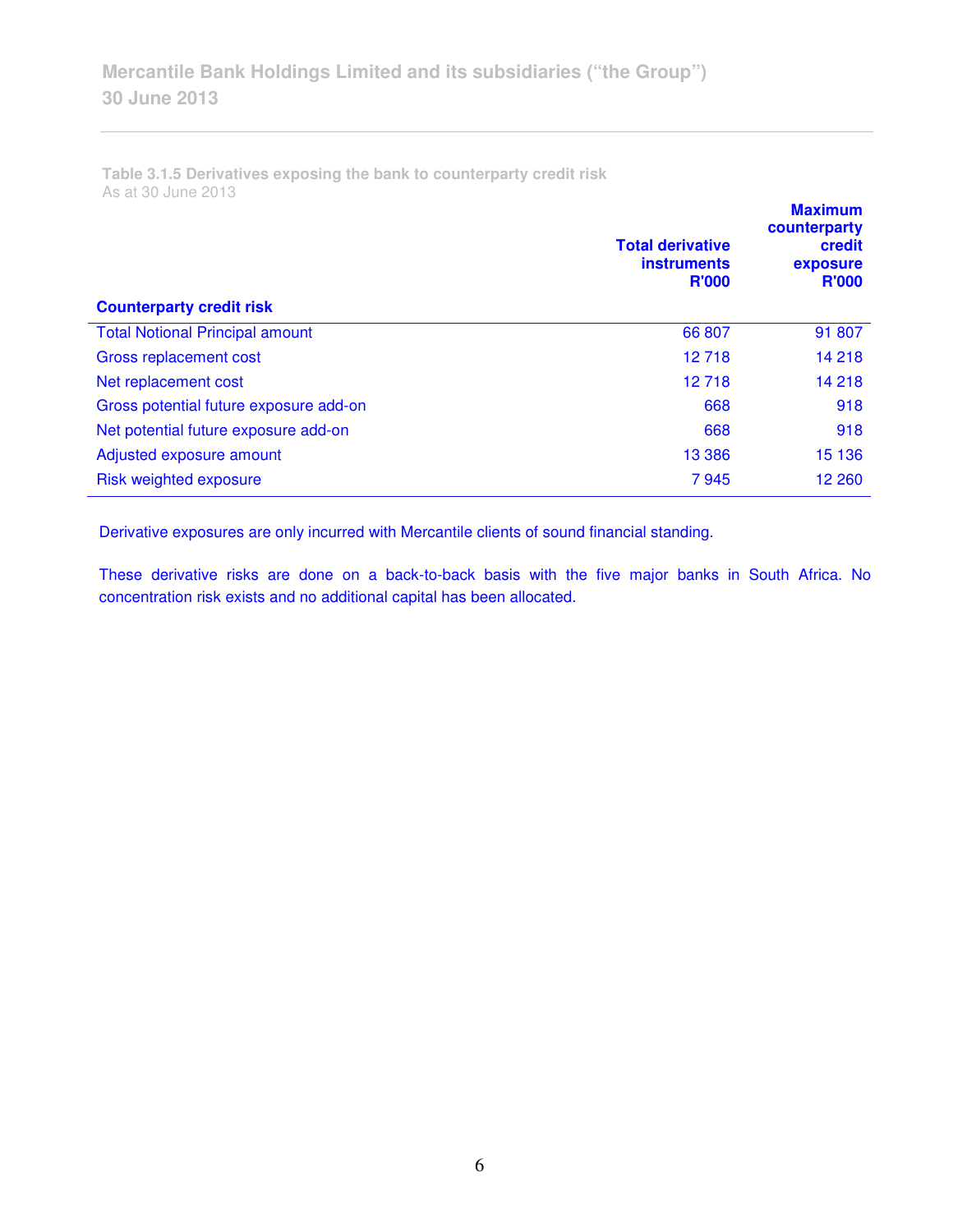**Table 3.1.5 Derivatives exposing the bank to counterparty credit risk**
As at 30 June 2013

| Counterparty credit risk | Total derivative instruments R'000 | Maximum counterparty credit exposure R'000 |
|---|---|---|
| Total Notional Principal amount | 66 807 | 91 807 |
| Gross replacement cost | 12 718 | 14 218 |
| Net replacement cost | 12 718 | 14 218 |
| Gross potential future exposure add-on | 668 | 918 |
| Net potential future exposure add-on | 668 | 918 |
| Adjusted exposure amount | 13 386 | 15 136 |
| Risk weighted exposure | 7 945 | 12 260 |

Derivative exposures are only incurred with Mercantile clients of sound financial standing.

These derivative risks are done on a back-to-back basis with the five major banks in South Africa. No concentration risk exists and no additional capital has been allocated.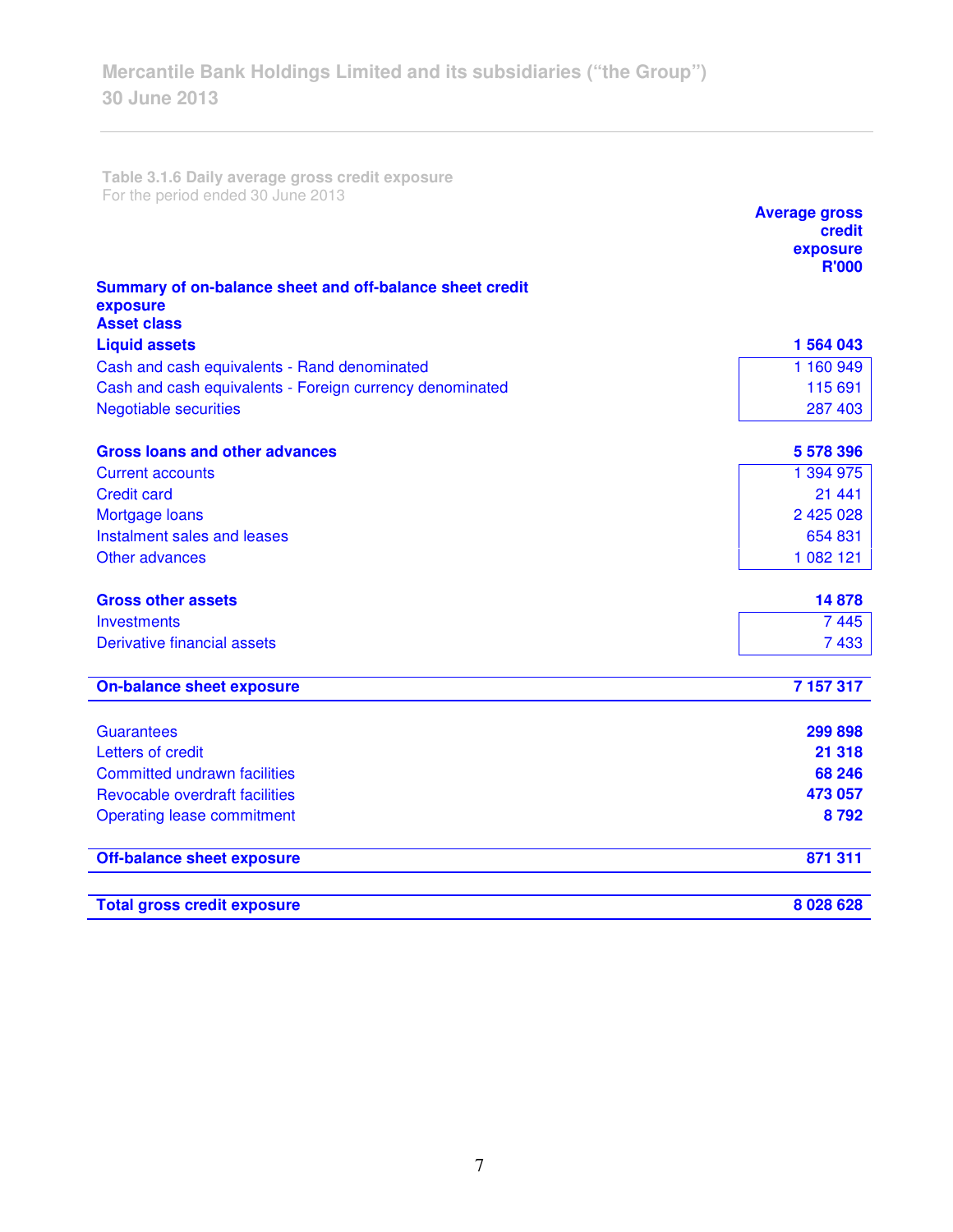Table 3.1.6 Daily average gross credit exposure
For the period ended 30 June 2013

| | Average gross credit exposure R'000 |
|---|---|
| **Summary of on-balance sheet and off-balance sheet credit exposure** | |
| **Asset class** | |
| **Liquid assets** | **1 564 043** |
| Cash and cash equivalents - Rand denominated | 1 160 949 |
| Cash and cash equivalents - Foreign currency denominated | 115 691 |
| Negotiable securities | 287 403 |
| | |
| **Gross loans and other advances** | **5 578 396** |
| Current accounts | 1 394 975 |
| Credit card | 21 441 |
| Mortgage loans | 2 425 028 |
| Instalment sales and leases | 654 831 |
| Other advances | 1 082 121 |
| | |
| **Gross other assets** | **14 878** |
| Investments | 7 445 |
| Derivative financial assets | 7 433 |
| | |
| **On-balance sheet exposure** | **7 157 317** |
| | |
| Guarantees | **299 898** |
| Letters of credit | **21 318** |
| Committed undrawn facilities | **68 246** |
| Revocable overdraft facilities | **473 057** |
| Operating lease commitment | **8 792** |
| | |
| **Off-balance sheet exposure** | **871 311** |
| | |
| **Total gross credit exposure** | **8 028 628** |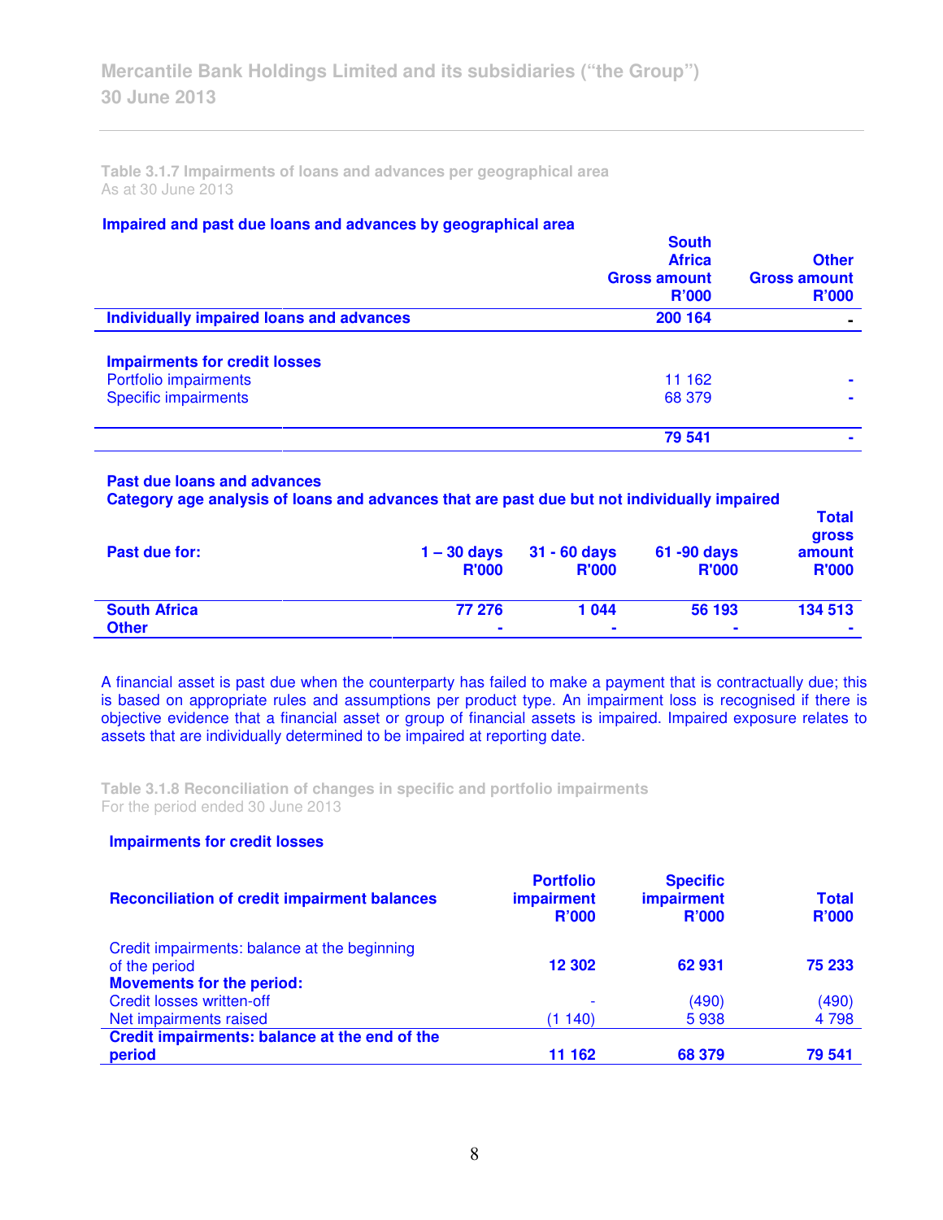### Table 3.1.7 Impairments of loans and advances per geographical area

As at 30 June 2013

**Impaired and past due loans and advances by geographical area**

| | South Africa Gross amount R'000 | Other Gross amount R'000 |
|---|---|---|
| **Individually impaired loans and advances** | **200 164** | **-** |
| | | |
| **Impairments for credit losses** | | |
| Portfolio impairments | 11 162 | - |
| Specific impairments | 68 379 | - |
| | **79 541** | **-** |

**Past due loans and advances**
**Category age analysis of loans and advances that are past due but not individually impaired**

| Past due for: | 1 – 30 days R'000 | 31 - 60 days R'000 | 61 -90 days R'000 | Total gross amount R'000 |
|---|---|---|---|---|
| **South Africa** | **77 276** | **1 044** | **56 193** | **134 513** |
| **Other** | **-** | **-** | **-** | **-** |

A financial asset is past due when the counterparty has failed to make a payment that is contractually due; this is based on appropriate rules and assumptions per product type. An impairment loss is recognised if there is objective evidence that a financial asset or group of financial assets is impaired. Impaired exposure relates to assets that are individually determined to be impaired at reporting date.

### Table 3.1.8 Reconciliation of changes in specific and portfolio impairments

For the period ended 30 June 2013

**Impairments for credit losses**

| Reconciliation of credit impairment balances | Portfolio impairment R'000 | Specific impairment R'000 | Total R'000 |
|---|---|---|---|
| Credit impairments: balance at the beginning of the period | **12 302** | **62 931** | **75 233** |
| **Movements for the period:** | | | |
| Credit losses written-off | - | (490) | (490) |
| Net impairments raised | (1 140) | 5 938 | 4 798 |
| **Credit impairments: balance at the end of the period** | **11 162** | **68 379** | **79 541** |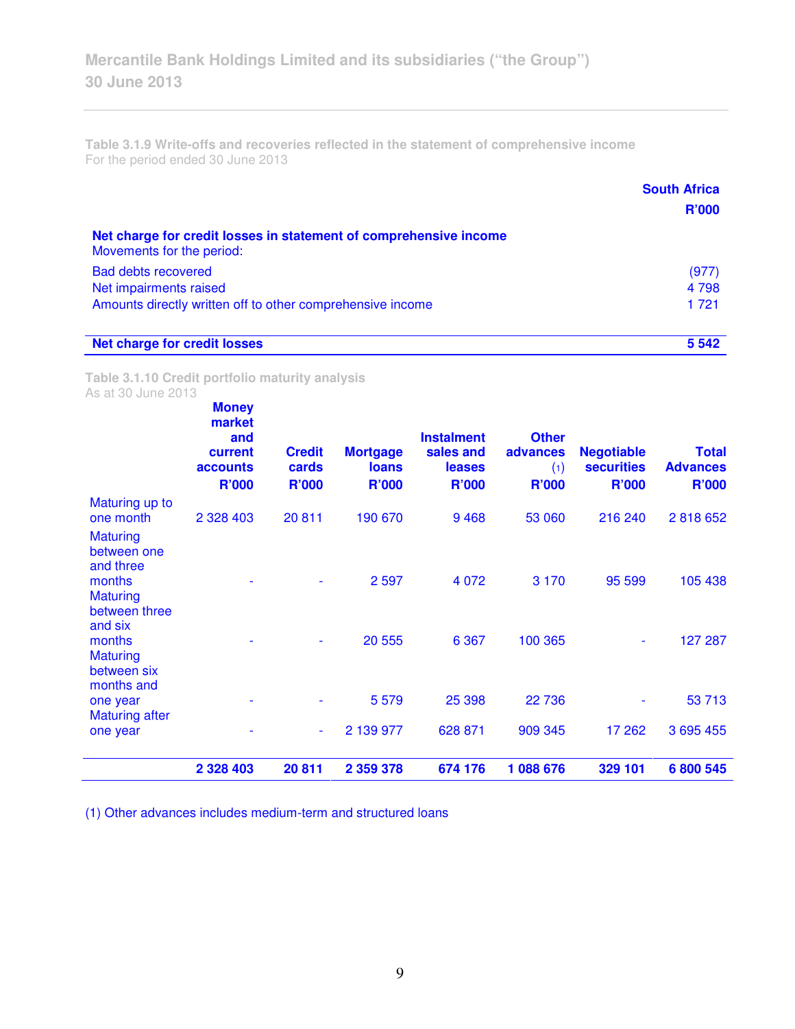Mercantile Bank Holdings Limited and its subsidiaries (“the Group”)
30 June 2013

**Table 3.1.9 Write-offs and recoveries reflected in the statement of comprehensive income**
For the period ended 30 June 2013

| | South Africa R’000 |
|---|---|
| **Net charge for credit losses in statement of comprehensive income** | |
| Movements for the period: | |
| Bad debts recovered | (977) |
| Net impairments raised | 4 798 |
| Amounts directly written off to other comprehensive income | 1 721 |
| **Net charge for credit losses** | **5 542** |

**Table 3.1.10 Credit portfolio maturity analysis**
As at 30 June 2013

| | Money market and current accounts R’000 | Credit cards R’000 | Mortgage loans R’000 | Instalment sales and leases R’000 | Other advances (1) R’000 | Negotiable securities R’000 | Total Advances R’000 |
|---|---|---|---|---|---|---|---|
| Maturing up to one month | 2 328 403 | 20 811 | 190 670 | 9 468 | 53 060 | 216 240 | 2 818 652 |
| Maturing between one and three months | - | - | 2 597 | 4 072 | 3 170 | 95 599 | 105 438 |
| Maturing between three and six months | - | - | 20 555 | 6 367 | 100 365 | - | 127 287 |
| Maturing between six months and one year | - | - | 5 579 | 25 398 | 22 736 | - | 53 713 |
| Maturing after one year | - | - | 2 139 977 | 628 871 | 909 345 | 17 262 | 3 695 455 |
| | **2 328 403** | **20 811** | **2 359 378** | **674 176** | **1 088 676** | **329 101** | **6 800 545** |

(1) Other advances includes medium-term and structured loans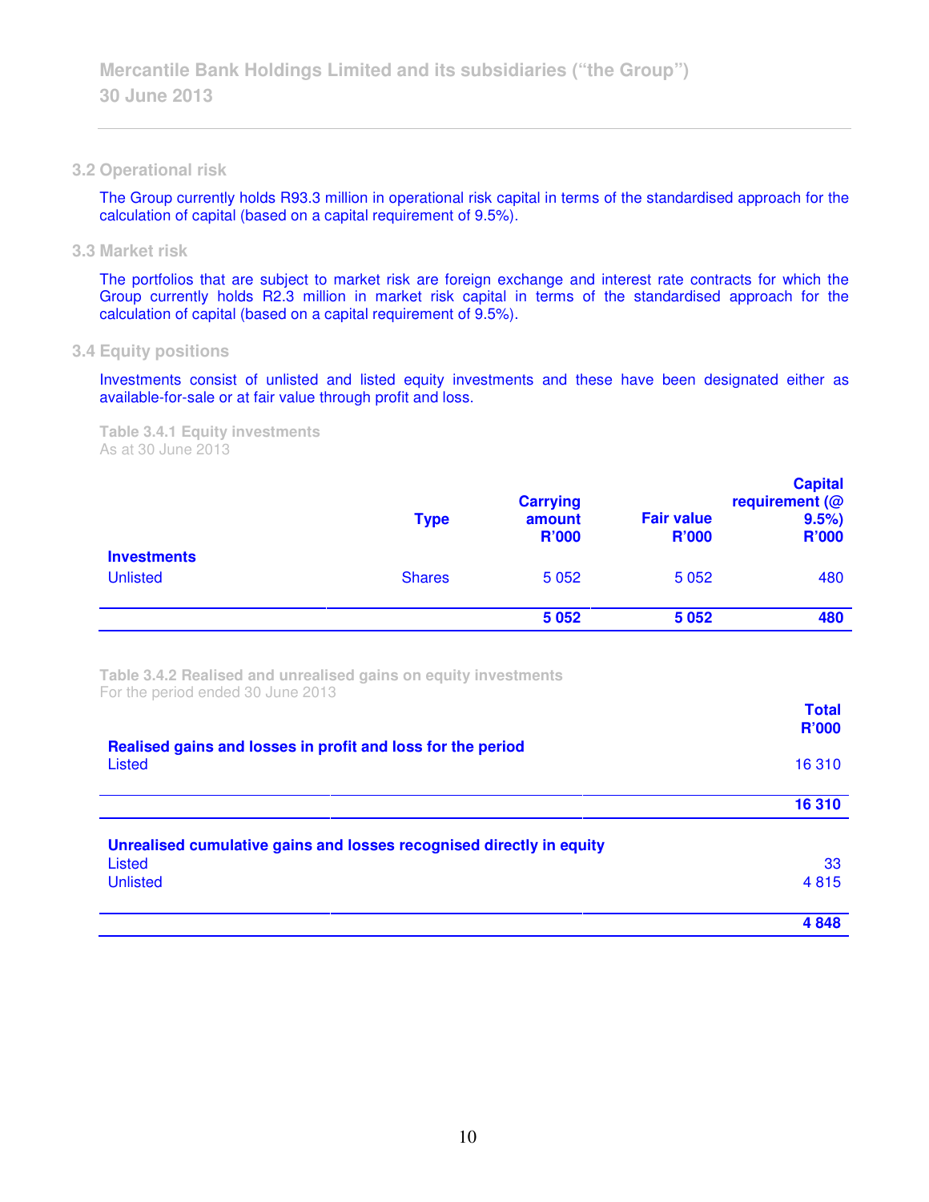## 3.2 Operational risk

The Group currently holds R93.3 million in operational risk capital in terms of the standardised approach for the calculation of capital (based on a capital requirement of 9.5%).

## 3.3 Market risk

The portfolios that are subject to market risk are foreign exchange and interest rate contracts for which the Group currently holds R2.3 million in market risk capital in terms of the standardised approach for the calculation of capital (based on a capital requirement of 9.5%).

## 3.4 Equity positions

Investments consist of unlisted and listed equity investments and these have been designated either as available-for-sale or at fair value through profit and loss.

**Table 3.4.1 Equity investments**
As at 30 June 2013

| | Type | Carrying amount R'000 | Fair value R'000 | Capital requirement (@ 9.5%) R'000 |
|---|---|---|---|---|
| **Investments** | | | | |
| Unlisted | Shares | 5 052 | 5 052 | 480 |
| | | **5 052** | **5 052** | **480** |

**Table 3.4.2 Realised and unrealised gains on equity investments**
For the period ended 30 June 2013

| | Total R'000 |
|---|---|
| **Realised gains and losses in profit and loss for the period** | |
| Listed | 16 310 |
| | **16 310** |
| **Unrealised cumulative gains and losses recognised directly in equity** | |
| Listed | 33 |
| Unlisted | 4 815 |
| | **4 848** |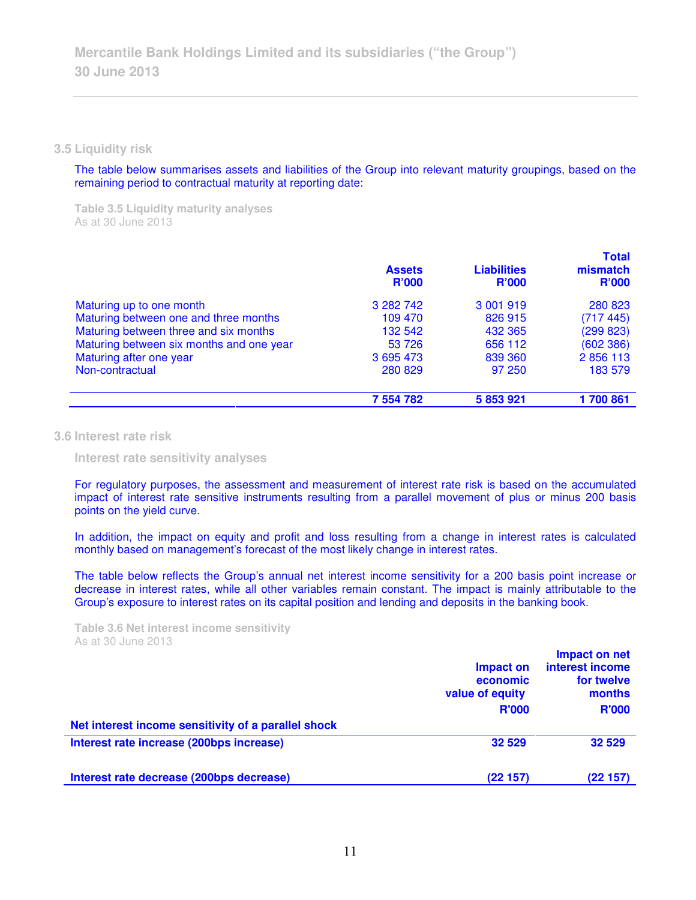## 3.5 Liquidity risk

The table below summarises assets and liabilities of the Group into relevant maturity groupings, based on the remaining period to contractual maturity at reporting date:

**Table 3.5 Liquidity maturity analyses**
As at 30 June 2013

| | Assets R'000 | Liabilities R'000 | Total mismatch R'000 |
|---|---|---|---|
| Maturing up to one month | 3 282 742 | 3 001 919 | 280 823 |
| Maturing between one and three months | 109 470 | 826 915 | (717 445) |
| Maturing between three and six months | 132 542 | 432 365 | (299 823) |
| Maturing between six months and one year | 53 726 | 656 112 | (602 386) |
| Maturing after one year | 3 695 473 | 839 360 | 2 856 113 |
| Non-contractual | 280 829 | 97 250 | 183 579 |
| | **7 554 782** | **5 853 921** | **1 700 861** |

## 3.6 Interest rate risk

### Interest rate sensitivity analyses

For regulatory purposes, the assessment and measurement of interest rate risk is based on the accumulated impact of interest rate sensitive instruments resulting from a parallel movement of plus or minus 200 basis points on the yield curve.

In addition, the impact on equity and profit and loss resulting from a change in interest rates is calculated monthly based on management's forecast of the most likely change in interest rates.

The table below reflects the Group's annual net interest income sensitivity for a 200 basis point increase or decrease in interest rates, while all other variables remain constant. The impact is mainly attributable to the Group's exposure to interest rates on its capital position and lending and deposits in the banking book.

**Table 3.6 Net interest income sensitivity**
As at 30 June 2013

| | Impact on economic value of equity R'000 | Impact on net interest income for twelve months R'000 |
|---|---|---|
| **Net interest income sensitivity of a parallel shock** | | |
| **Interest rate increase (200bps increase)** | **32 529** | **32 529** |
| **Interest rate decrease (200bps decrease)** | **(22 157)** | **(22 157)** |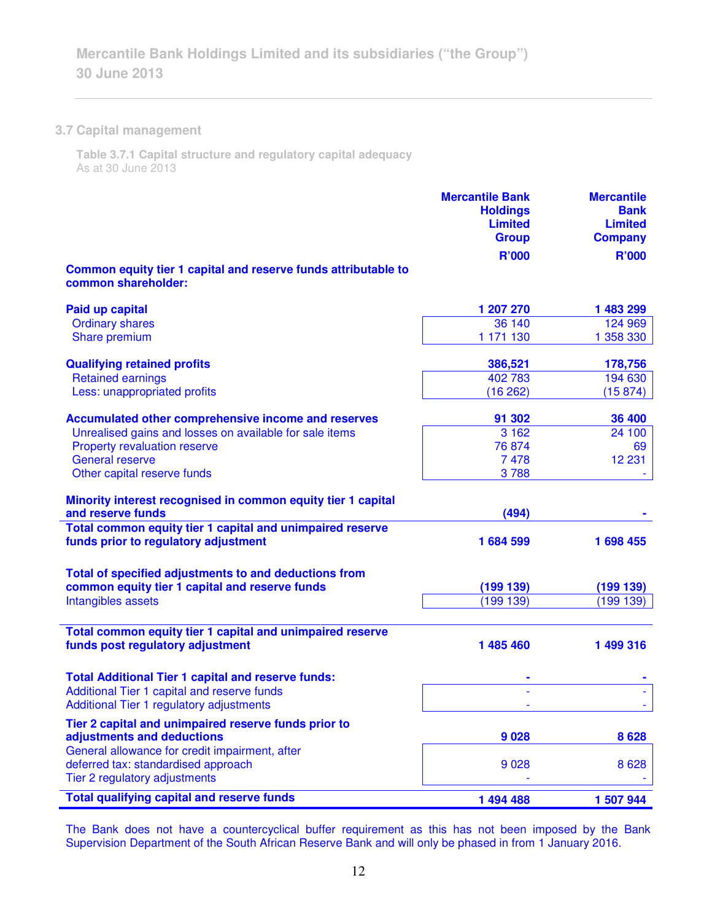## 3.7 Capital management

**Table 3.7.1 Capital structure and regulatory capital adequacy**
As at 30 June 2013

| | Mercantile Bank Holdings Limited Group R'000 | Mercantile Bank Limited Company R'000 |
|---|---|---|
| **Common equity tier 1 capital and reserve funds attributable to common shareholder:** | | |
| **Paid up capital** | **1 207 270** | **1 483 299** |
| Ordinary shares | 36 140 | 124 969 |
| Share premium | 1 171 130 | 1 358 330 |
| **Qualifying retained profits** | **386,521** | **178,756** |
| Retained earnings | 402 783 | 194 630 |
| Less: unappropriated profits | (16 262) | (15 874) |
| **Accumulated other comprehensive income and reserves** | **91 302** | **36 400** |
| Unrealised gains and losses on available for sale items | 3 162 | 24 100 |
| Property revaluation reserve | 76 874 | 69 |
| General reserve | 7 478 | 12 231 |
| Other capital reserve funds | 3 788 | - |
| **Minority interest recognised in common equity tier 1 capital and reserve funds** | **(494)** | **-** |
| **Total common equity tier 1 capital and unimpaired reserve funds prior to regulatory adjustment** | **1 684 599** | **1 698 455** |
| **Total of specified adjustments to and deductions from common equity tier 1 capital and reserve funds** | **(199 139)** | **(199 139)** |
| Intangibles assets | (199 139) | (199 139) |
| **Total common equity tier 1 capital and unimpaired reserve funds post regulatory adjustment** | **1 485 460** | **1 499 316** |
| **Total Additional Tier 1 capital and reserve funds:** | **-** | **-** |
| Additional Tier 1 capital and reserve funds | - | - |
| Additional Tier 1 regulatory adjustments | - | - |
| **Tier 2 capital and unimpaired reserve funds prior to adjustments and deductions** | **9 028** | **8 628** |
| General allowance for credit impairment, after deferred tax: standardised approach | 9 028 | 8 628 |
| Tier 2 regulatory adjustments | - | - |
| **Total qualifying capital and reserve funds** | **1 494 488** | **1 507 944** |

The Bank does not have a countercyclical buffer requirement as this has not been imposed by the Bank Supervision Department of the South African Reserve Bank and will only be phased in from 1 January 2016.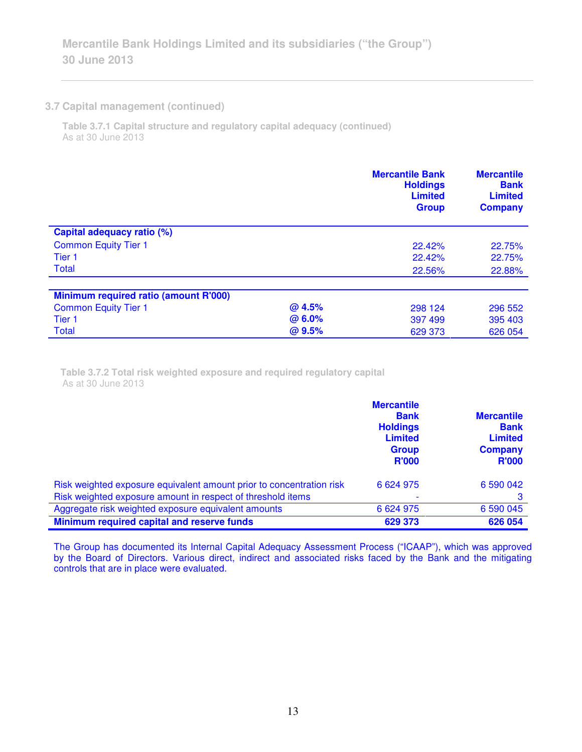## 3.7 Capital management (continued)

**Table 3.7.1 Capital structure and regulatory capital adequacy (continued)**
As at 30 June 2013

| | | Mercantile Bank Holdings Limited Group | Mercantile Bank Limited Company |
|---|---|---|---|
| **Capital adequacy ratio (%)** | | | |
| Common Equity Tier 1 | | 22.42% | 22.75% |
| Tier 1 | | 22.42% | 22.75% |
| Total | | 22.56% | 22.88% |
| **Minimum required ratio (amount R'000)** | | | |
| Common Equity Tier 1 | **@ 4.5%** | 298 124 | 296 552 |
| Tier 1 | **@ 6.0%** | 397 499 | 395 403 |
| Total | **@ 9.5%** | 629 373 | 626 054 |

**Table 3.7.2 Total risk weighted exposure and required regulatory capital**
As at 30 June 2013

| | Mercantile Bank Holdings Limited Group R'000 | Mercantile Bank Limited Company R'000 |
|---|---|---|
| Risk weighted exposure equivalent amount prior to concentration risk | 6 624 975 | 6 590 042 |
| Risk weighted exposure amount in respect of threshold items | - | 3 |
| Aggregate risk weighted exposure equivalent amounts | 6 624 975 | 6 590 045 |
| **Minimum required capital and reserve funds** | **629 373** | **626 054** |

The Group has documented its Internal Capital Adequacy Assessment Process ("ICAAP"), which was approved by the Board of Directors. Various direct, indirect and associated risks faced by the Bank and the mitigating controls that are in place were evaluated.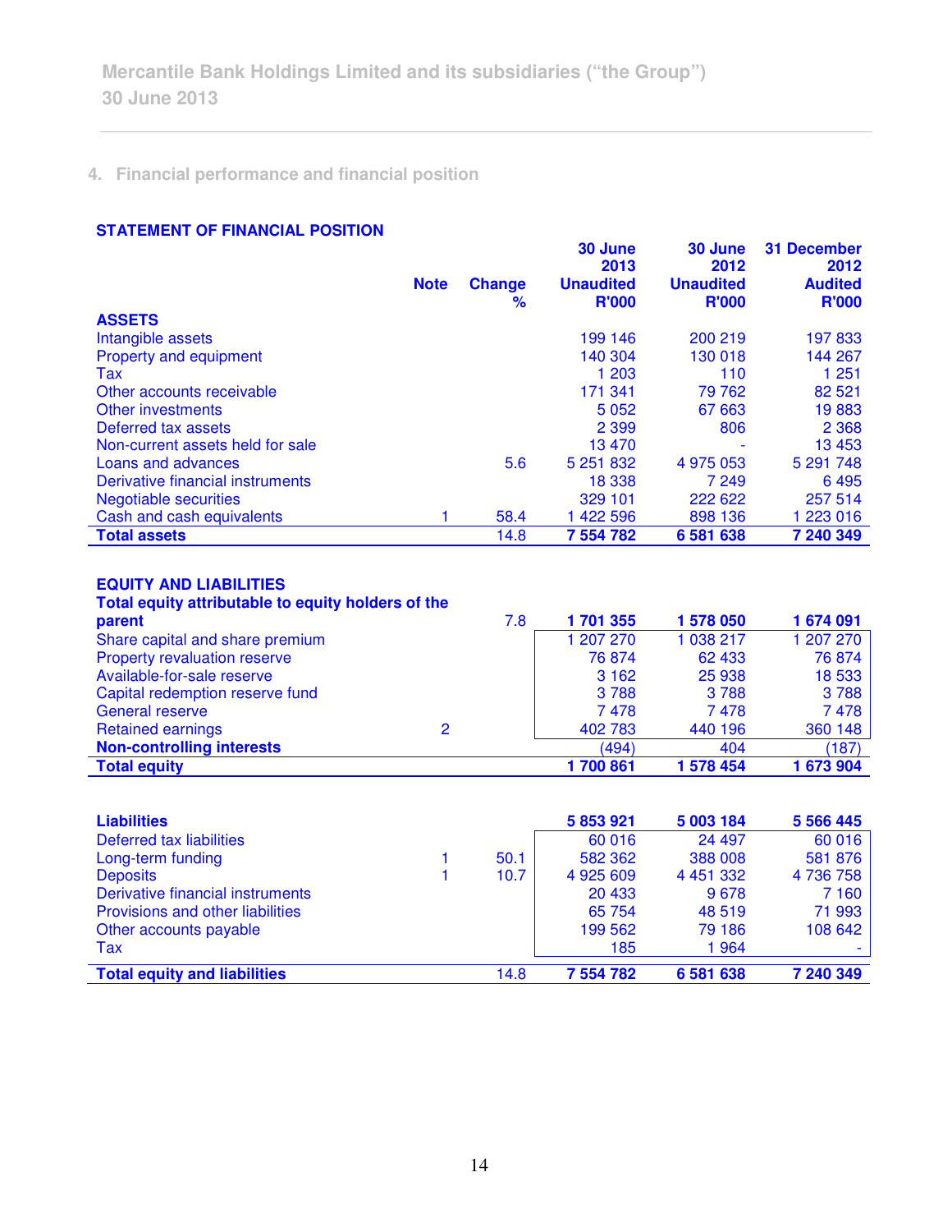## 4. Financial performance and financial position

### STATEMENT OF FINANCIAL POSITION

| | Note | Change % | 30 June 2013 Unaudited R'000 | 30 June 2012 Unaudited R'000 | 31 December 2012 Audited R'000 |
|---|---|---|---|---|---|
| **ASSETS** | | | | | |
| Intangible assets | | | 199 146 | 200 219 | 197 833 |
| Property and equipment | | | 140 304 | 130 018 | 144 267 |
| Tax | | | 1 203 | 110 | 1 251 |
| Other accounts receivable | | | 171 341 | 79 762 | 82 521 |
| Other investments | | | 5 052 | 67 663 | 19 883 |
| Deferred tax assets | | | 2 399 | 806 | 2 368 |
| Non-current assets held for sale | | | 13 470 | - | 13 453 |
| Loans and advances | | 5.6 | 5 251 832 | 4 975 053 | 5 291 748 |
| Derivative financial instruments | | | 18 338 | 7 249 | 6 495 |
| Negotiable securities | | | 329 101 | 222 622 | 257 514 |
| Cash and cash equivalents | 1 | 58.4 | 1 422 596 | 898 136 | 1 223 016 |
| **Total assets** | | 14.8 | **7 554 782** | **6 581 638** | **7 240 349** |
| | | | | | |
| **EQUITY AND LIABILITIES** | | | | | |
| **Total equity attributable to equity holders of the parent** | | 7.8 | **1 701 355** | **1 578 050** | **1 674 091** |
| Share capital and share premium | | | 1 207 270 | 1 038 217 | 1 207 270 |
| Property revaluation reserve | | | 76 874 | 62 433 | 76 874 |
| Available-for-sale reserve | | | 3 162 | 25 938 | 18 533 |
| Capital redemption reserve fund | | | 3 788 | 3 788 | 3 788 |
| General reserve | | | 7 478 | 7 478 | 7 478 |
| Retained earnings | 2 | | 402 783 | 440 196 | 360 148 |
| **Non-controlling interests** | | | (494) | 404 | (187) |
| **Total equity** | | | **1 700 861** | **1 578 454** | **1 673 904** |
| | | | | | |
| **Liabilities** | | | **5 853 921** | **5 003 184** | **5 566 445** |
| Deferred tax liabilities | | | 60 016 | 24 497 | 60 016 |
| Long-term funding | 1 | 50.1 | 582 362 | 388 008 | 581 876 |
| Deposits | 1 | 10.7 | 4 925 609 | 4 451 332 | 4 736 758 |
| Derivative financial instruments | | | 20 433 | 9 678 | 7 160 |
| Provisions and other liabilities | | | 65 754 | 48 519 | 71 993 |
| Other accounts payable | | | 199 562 | 79 186 | 108 642 |
| Tax | | | 185 | 1 964 | - |
| **Total equity and liabilities** | | 14.8 | **7 554 782** | **6 581 638** | **7 240 349** |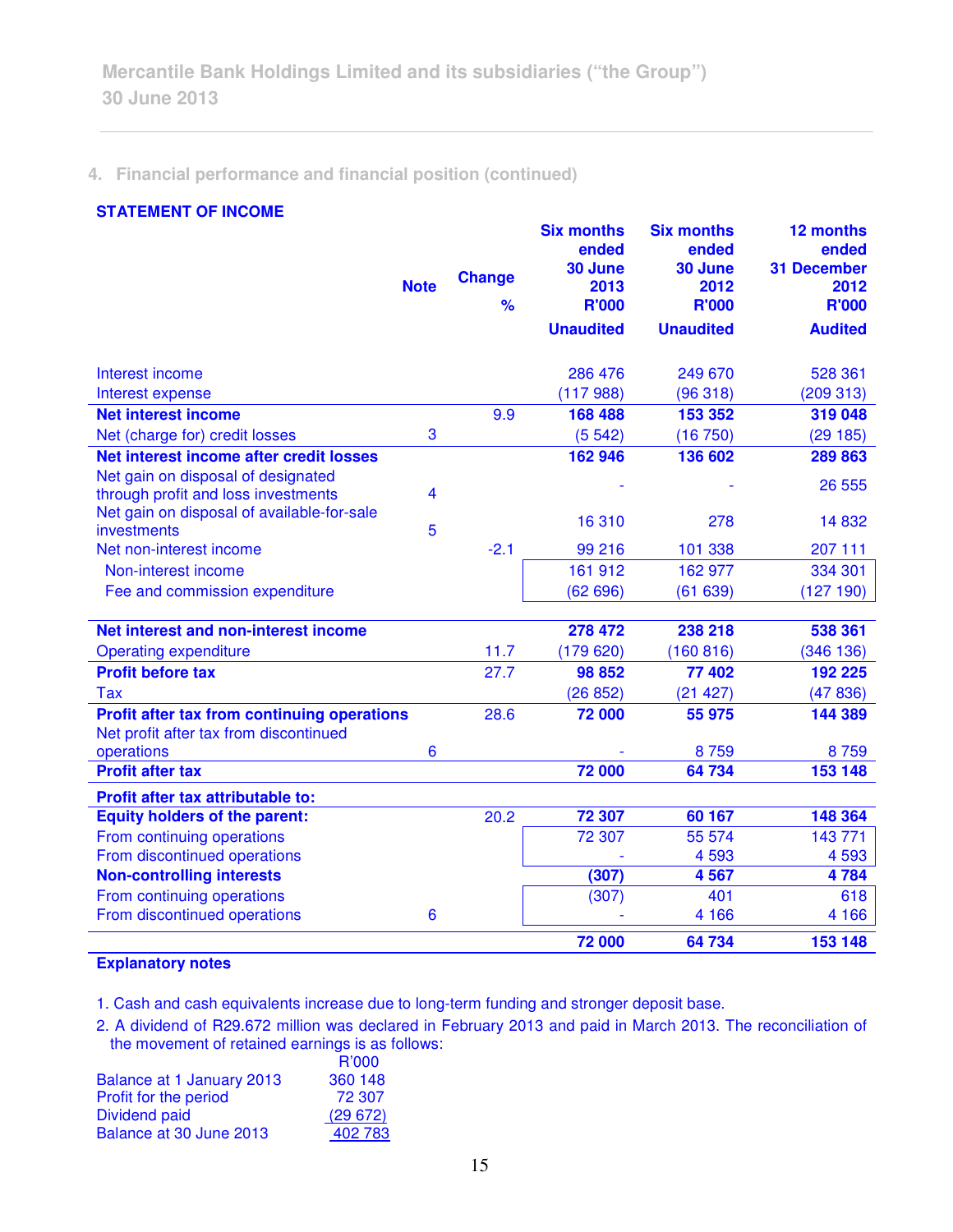## 4. Financial performance and financial position (continued)

### STATEMENT OF INCOME

| | Note | Change % | Six months ended 30 June 2013 R'000 Unaudited | Six months ended 30 June 2012 R'000 Unaudited | 12 months ended 31 December 2012 R'000 Audited |
|---|---|---|---|---|---|
| Interest income | | | 286 476 | 249 670 | 528 361 |
| Interest expense | | | (117 988) | (96 318) | (209 313) |
| **Net interest income** | | 9.9 | **168 488** | **153 352** | **319 048** |
| Net (charge for) credit losses | 3 | | (5 542) | (16 750) | (29 185) |
| **Net interest income after credit losses** | | | **162 946** | **136 602** | **289 863** |
| Net gain on disposal of designated through profit and loss investments | 4 | | - | - | 26 555 |
| Net gain on disposal of available-for-sale investments | 5 | | 16 310 | 278 | 14 832 |
| Net non-interest income | | -2.1 | 99 216 | 101 338 | 207 111 |
| Non-interest income | | | 161 912 | 162 977 | 334 301 |
| Fee and commission expenditure | | | (62 696) | (61 639) | (127 190) |
| **Net interest and non-interest income** | | | **278 472** | **238 218** | **538 361** |
| Operating expenditure | | 11.7 | (179 620) | (160 816) | (346 136) |
| **Profit before tax** | | 27.7 | **98 852** | **77 402** | **192 225** |
| Tax | | | (26 852) | (21 427) | (47 836) |
| **Profit after tax from continuing operations** | | 28.6 | **72 000** | **55 975** | **144 389** |
| Net profit after tax from discontinued operations | 6 | | - | 8 759 | 8 759 |
| **Profit after tax** | | | **72 000** | **64 734** | **153 148** |
| **Profit after tax attributable to:** | | | | | |
| **Equity holders of the parent:** | | 20.2 | **72 307** | **60 167** | **148 364** |
| From continuing operations | | | 72 307 | 55 574 | 143 771 |
| From discontinued operations | | | - | 4 593 | 4 593 |
| **Non-controlling interests** | | | **(307)** | **4 567** | **4 784** |
| From continuing operations | | | (307) | 401 | 618 |
| From discontinued operations | 6 | | - | 4 166 | 4 166 |
| | | | **72 000** | **64 734** | **153 148** |

**Explanatory notes**

1. Cash and cash equivalents increase due to long-term funding and stronger deposit base.
2. A dividend of R29.672 million was declared in February 2013 and paid in March 2013. The reconciliation of the movement of retained earnings is as follows:

| | R'000 |
|---|---|
| Balance at 1 January 2013 | 360 148 |
| Profit for the period | 72 307 |
| Dividend paid | (29 672) |
| Balance at 30 June 2013 | 402 783 |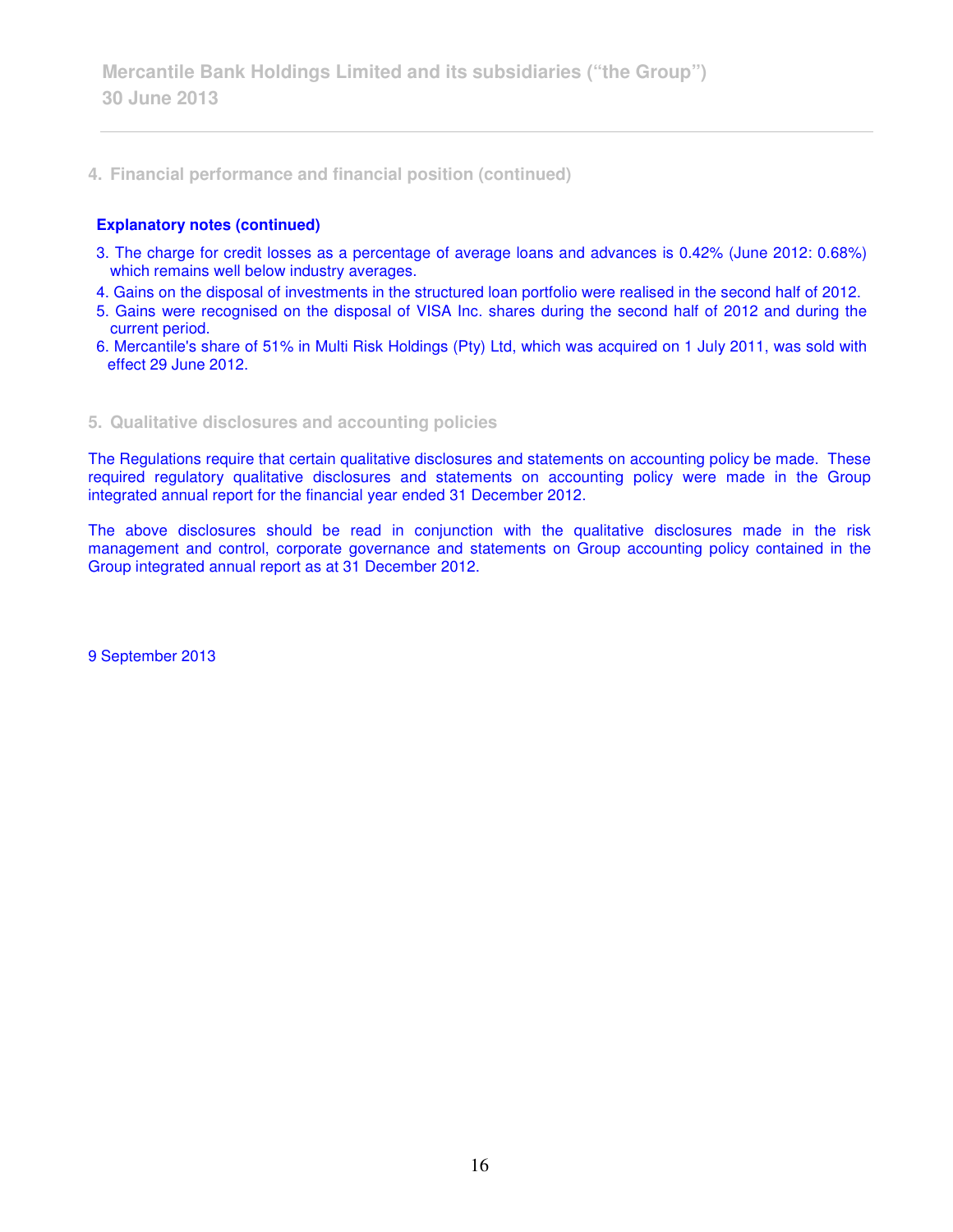## 4. Financial performance and financial position (continued)

**Explanatory notes (continued)**

3. The charge for credit losses as a percentage of average loans and advances is 0.42% (June 2012: 0.68%) which remains well below industry averages.
4. Gains on the disposal of investments in the structured loan portfolio were realised in the second half of 2012.
5. Gains were recognised on the disposal of VISA Inc. shares during the second half of 2012 and during the current period.
6. Mercantile's share of 51% in Multi Risk Holdings (Pty) Ltd, which was acquired on 1 July 2011, was sold with effect 29 June 2012.

## 5. Qualitative disclosures and accounting policies

The Regulations require that certain qualitative disclosures and statements on accounting policy be made. These required regulatory qualitative disclosures and statements on accounting policy were made in the Group integrated annual report for the financial year ended 31 December 2012.

The above disclosures should be read in conjunction with the qualitative disclosures made in the risk management and control, corporate governance and statements on Group accounting policy contained in the Group integrated annual report as at 31 December 2012.

9 September 2013